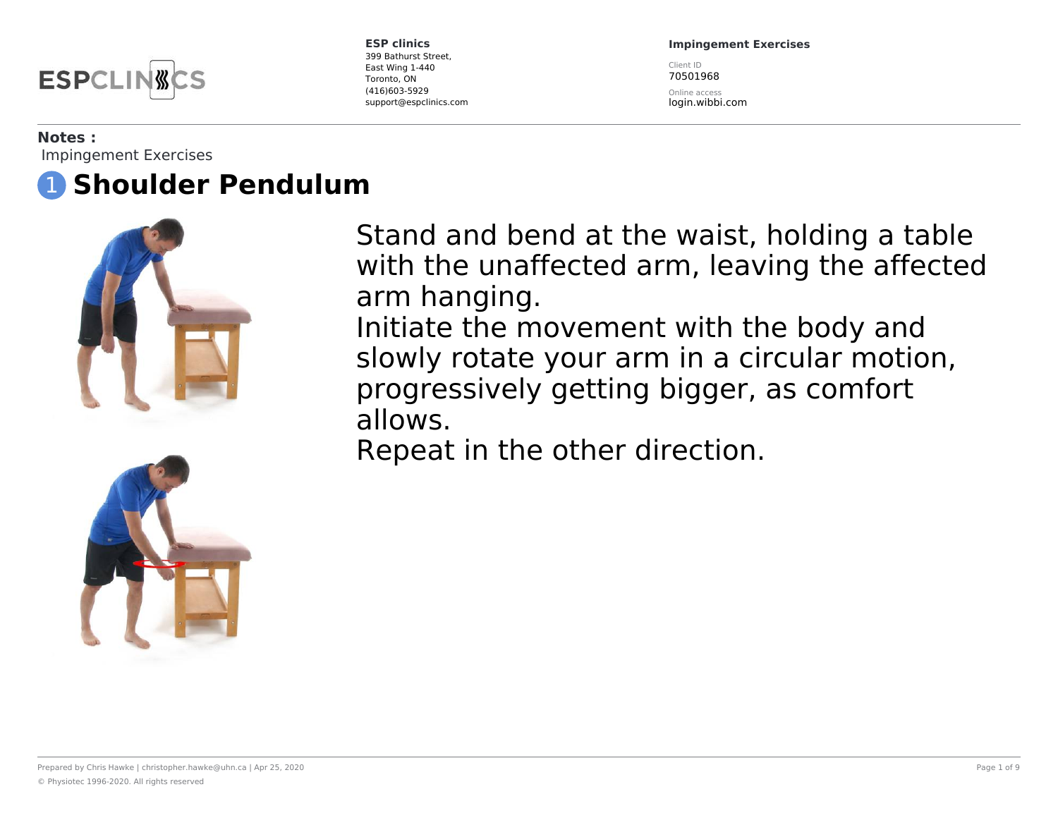ESP clinics
399 Bathurst Street,
East Wing 1-440
Toronto, ON
(416)603-5929
support@espclinics.com

**Impingement Exercises**

Client ID
70501968

Online access
login.wibbi.com

**Notes :**
Impingement Exercises

# 1 Shoulder Pendulum

Stand and bend at the waist, holding a table with the unaffected arm, leaving the affected arm hanging.
Initiate the movement with the body and slowly rotate your arm in a circular motion, progressively getting bigger, as comfort allows.
Repeat in the other direction.

Prepared by Chris Hawke | christopher.hawke@uhn.ca | Apr 25, 2020

© Physiotec 1996-2020. All rights reserved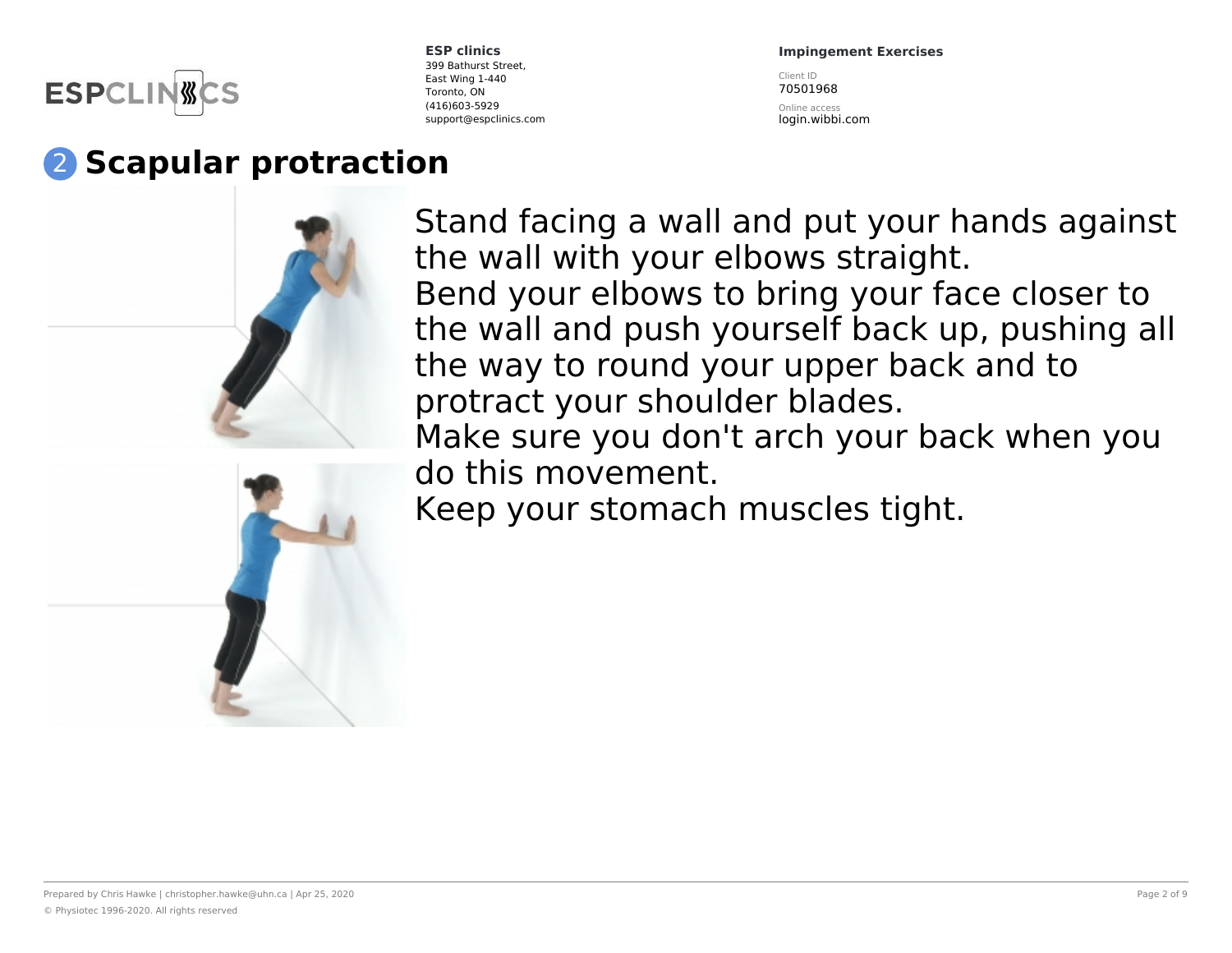## 2 Scapular protraction

Stand facing a wall and put your hands against the wall with your elbows straight.
Bend your elbows to bring your face closer to the wall and push yourself back up, pushing all the way to round your upper back and to protract your shoulder blades.
Make sure you don't arch your back when you do this movement.
Keep your stomach muscles tight.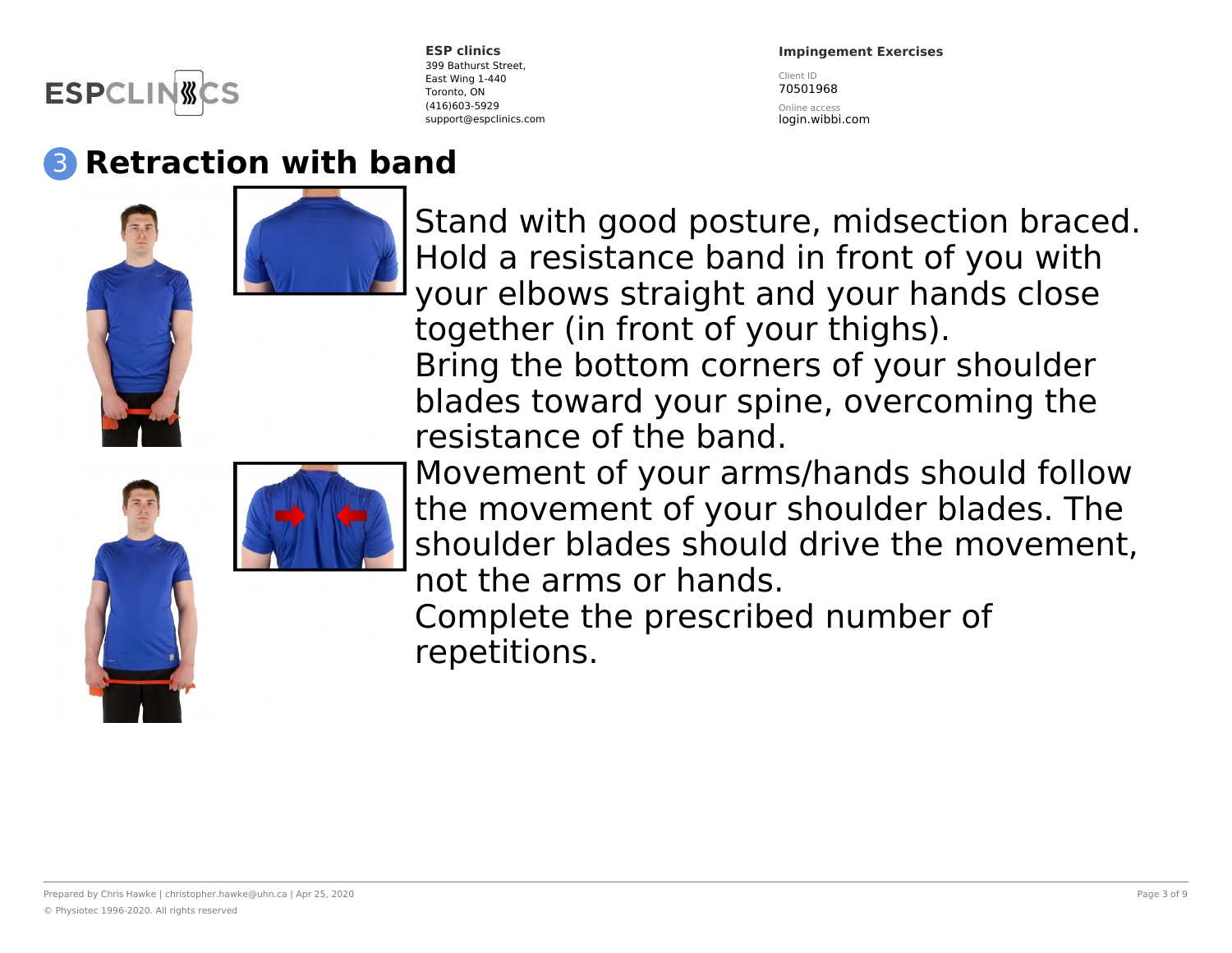## 3 Retraction with band

Stand with good posture, midsection braced. Hold a resistance band in front of you with your elbows straight and your hands close together (in front of your thighs).

Bring the bottom corners of your shoulder blades toward your spine, overcoming the resistance of the band.

Movement of your arms/hands should follow the movement of your shoulder blades. The shoulder blades should drive the movement, not the arms or hands.

Complete the prescribed number of repetitions.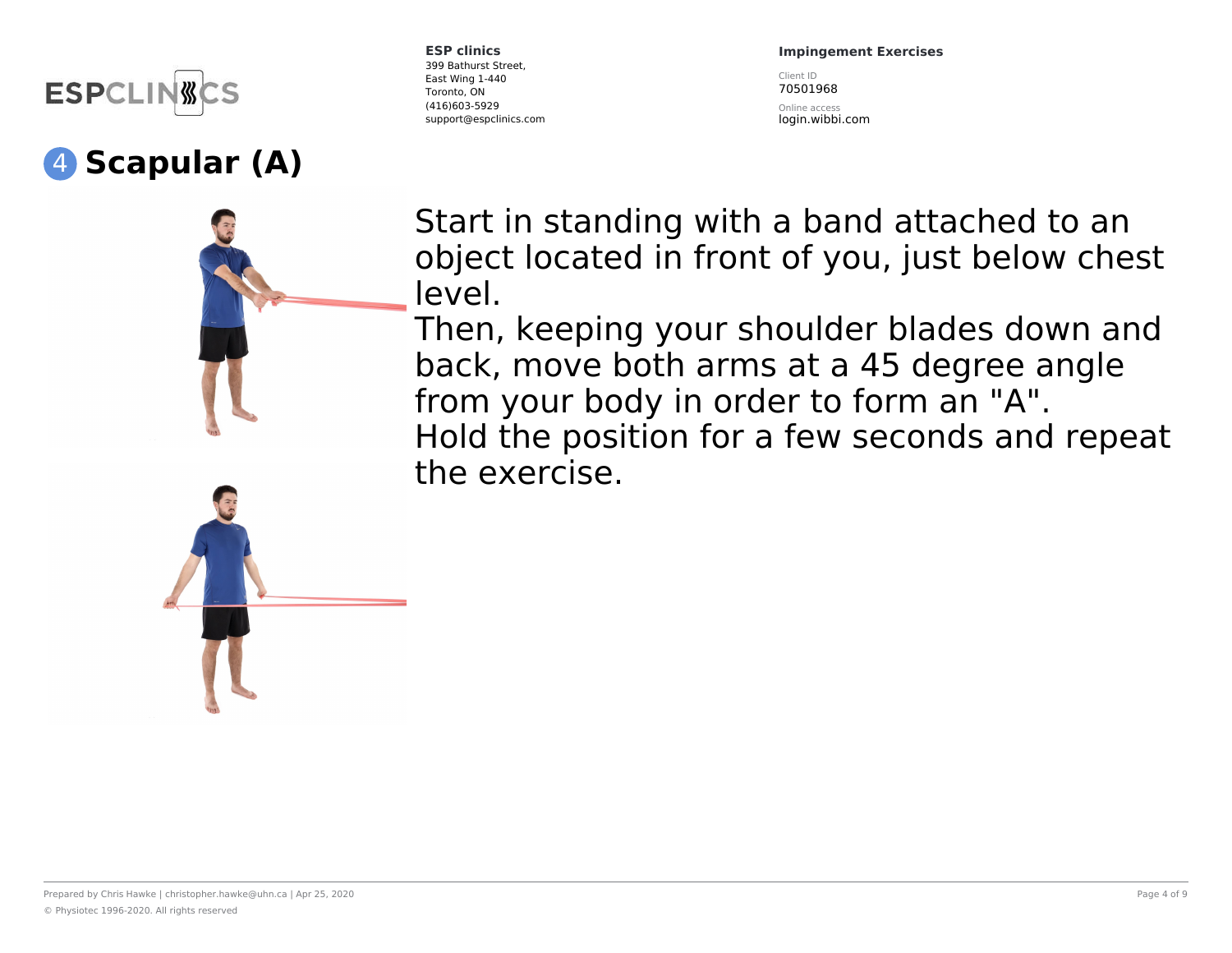# 4 Scapular (A)

Start in standing with a band attached to an object located in front of you, just below chest level.

Then, keeping your shoulder blades down and back, move both arms at a 45 degree angle from your body in order to form an "A".

Hold the position for a few seconds and repeat the exercise.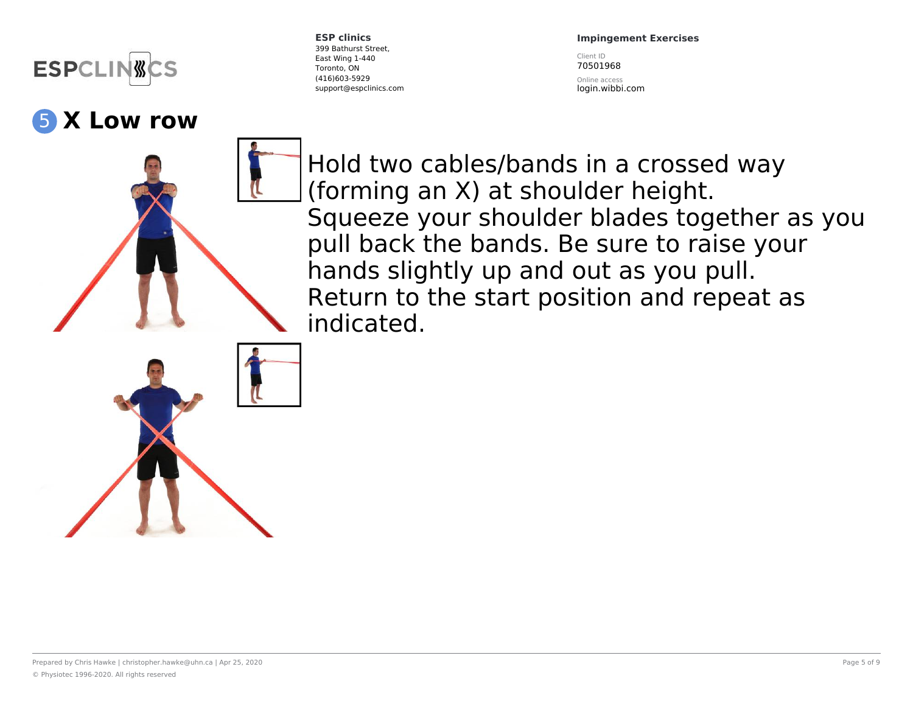## 5 X Low row

Hold two cables/bands in a crossed way (forming an X) at shoulder height.
Squeeze your shoulder blades together as you pull back the bands. Be sure to raise your hands slightly up and out as you pull.
Return to the start position and repeat as indicated.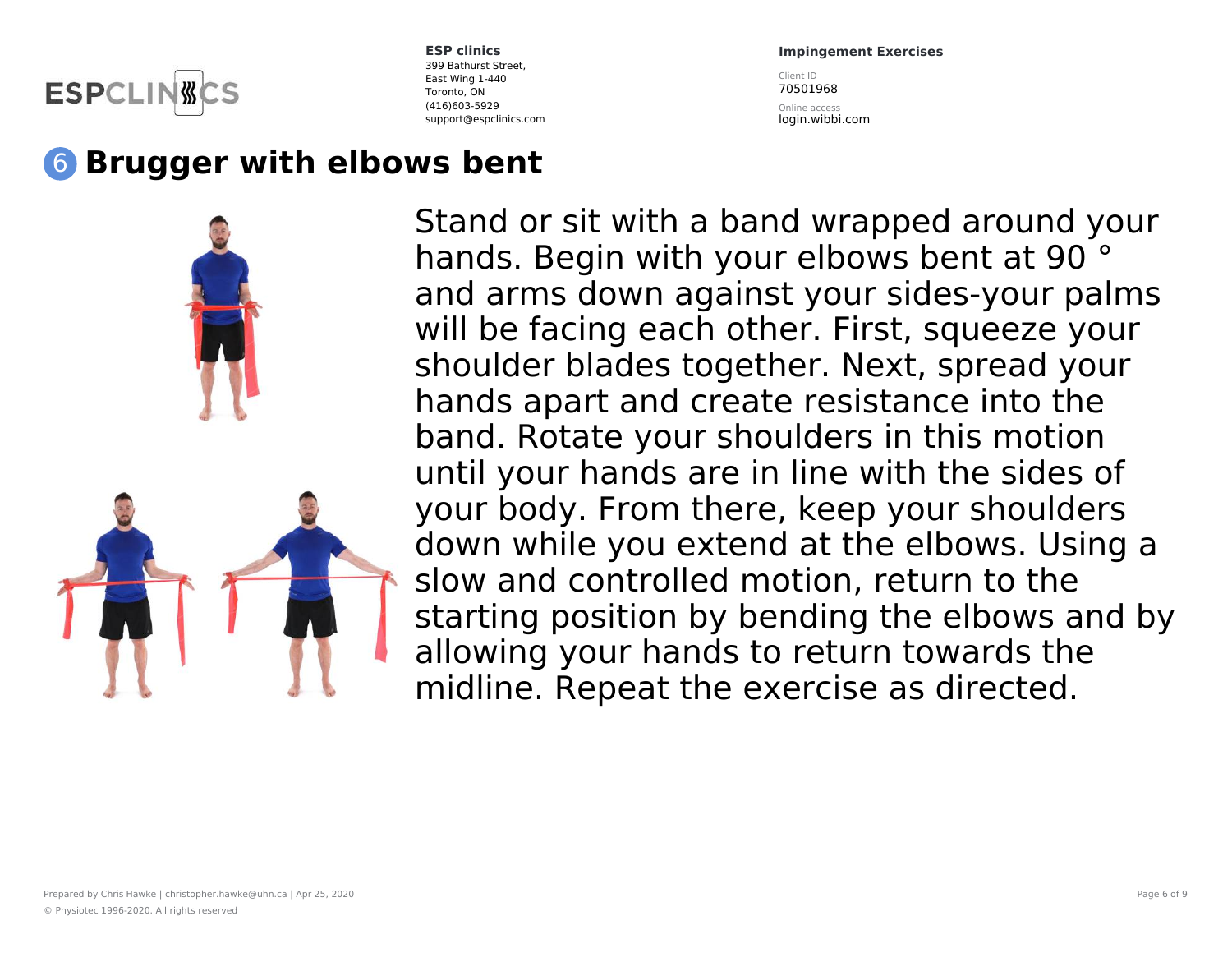## 6 Brugger with elbows bent

Stand or sit with a band wrapped around your hands. Begin with your elbows bent at 90 ° and arms down against your sides-your palms will be facing each other. First, squeeze your shoulder blades together. Next, spread your hands apart and create resistance into the band. Rotate your shoulders in this motion until your hands are in line with the sides of your body. From there, keep your shoulders down while you extend at the elbows. Using a slow and controlled motion, return to the starting position by bending the elbows and by allowing your hands to return towards the midline. Repeat the exercise as directed.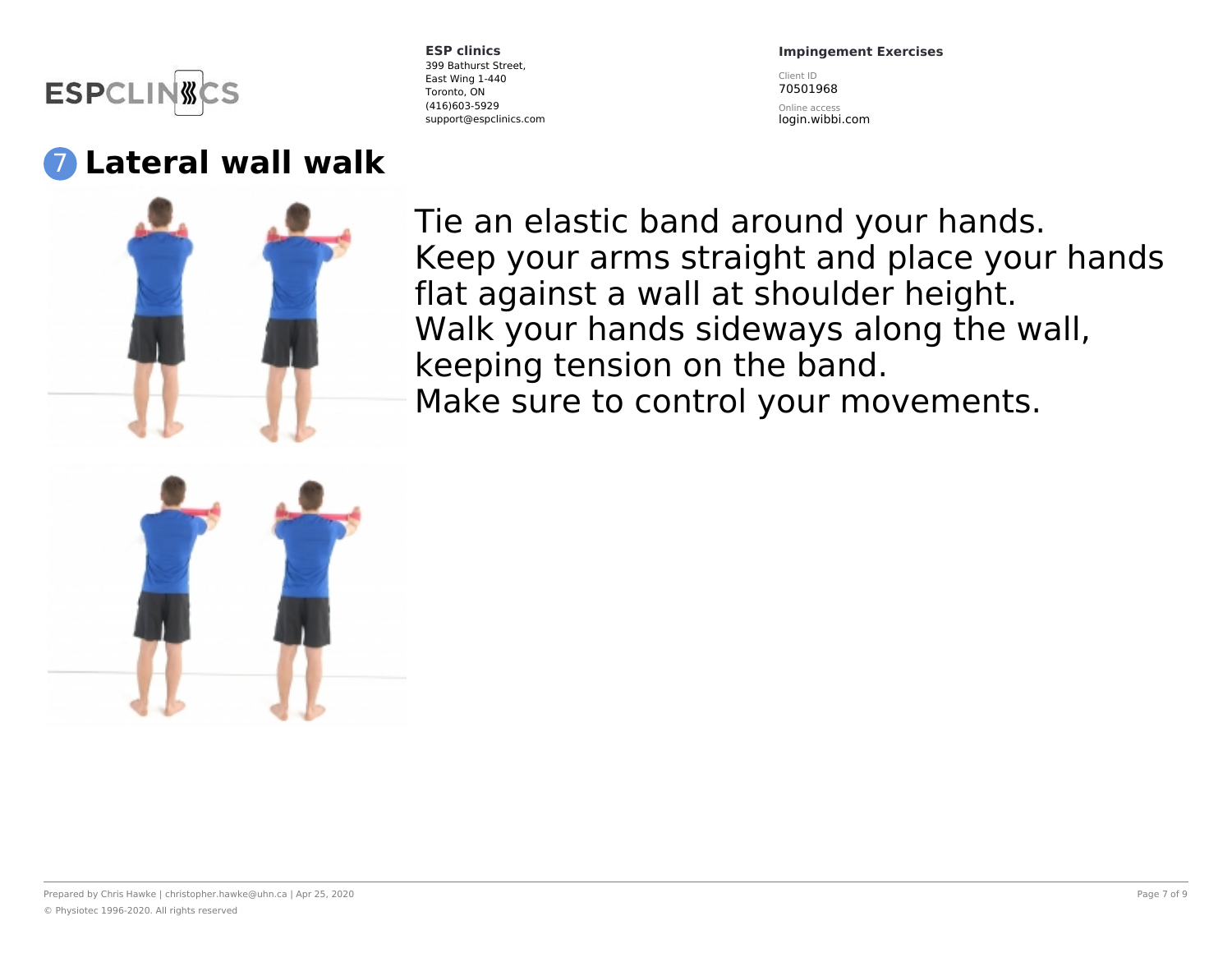# 7 Lateral wall walk

Tie an elastic band around your hands.
Keep your arms straight and place your hands flat against a wall at shoulder height.
Walk your hands sideways along the wall, keeping tension on the band.
Make sure to control your movements.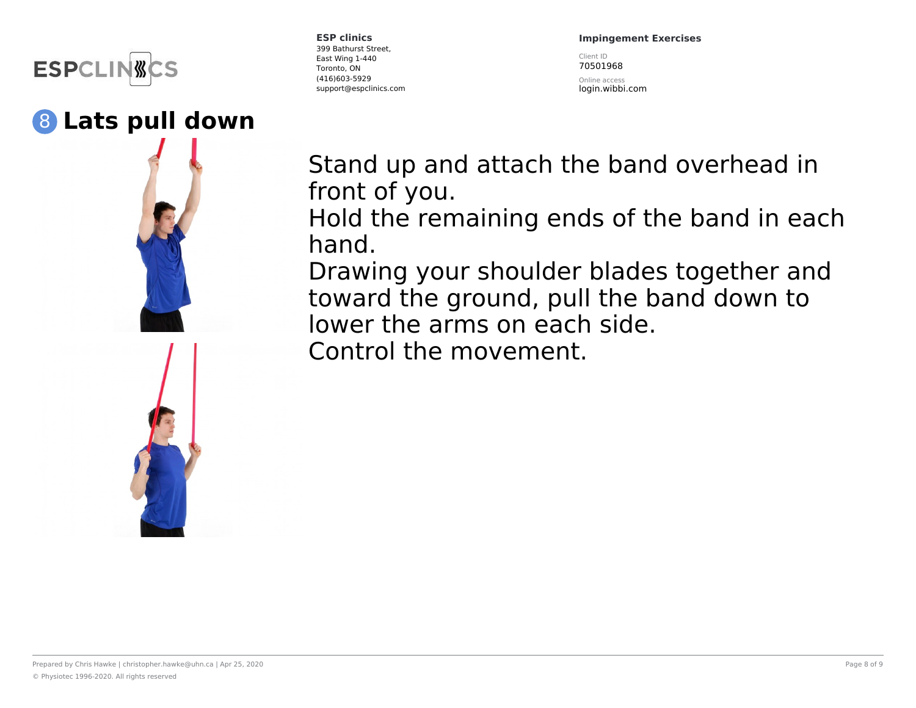# 8 Lats pull down

Stand up and attach the band overhead in front of you.
Hold the remaining ends of the band in each hand.
Drawing your shoulder blades together and toward the ground, pull the band down to lower the arms on each side.
Control the movement.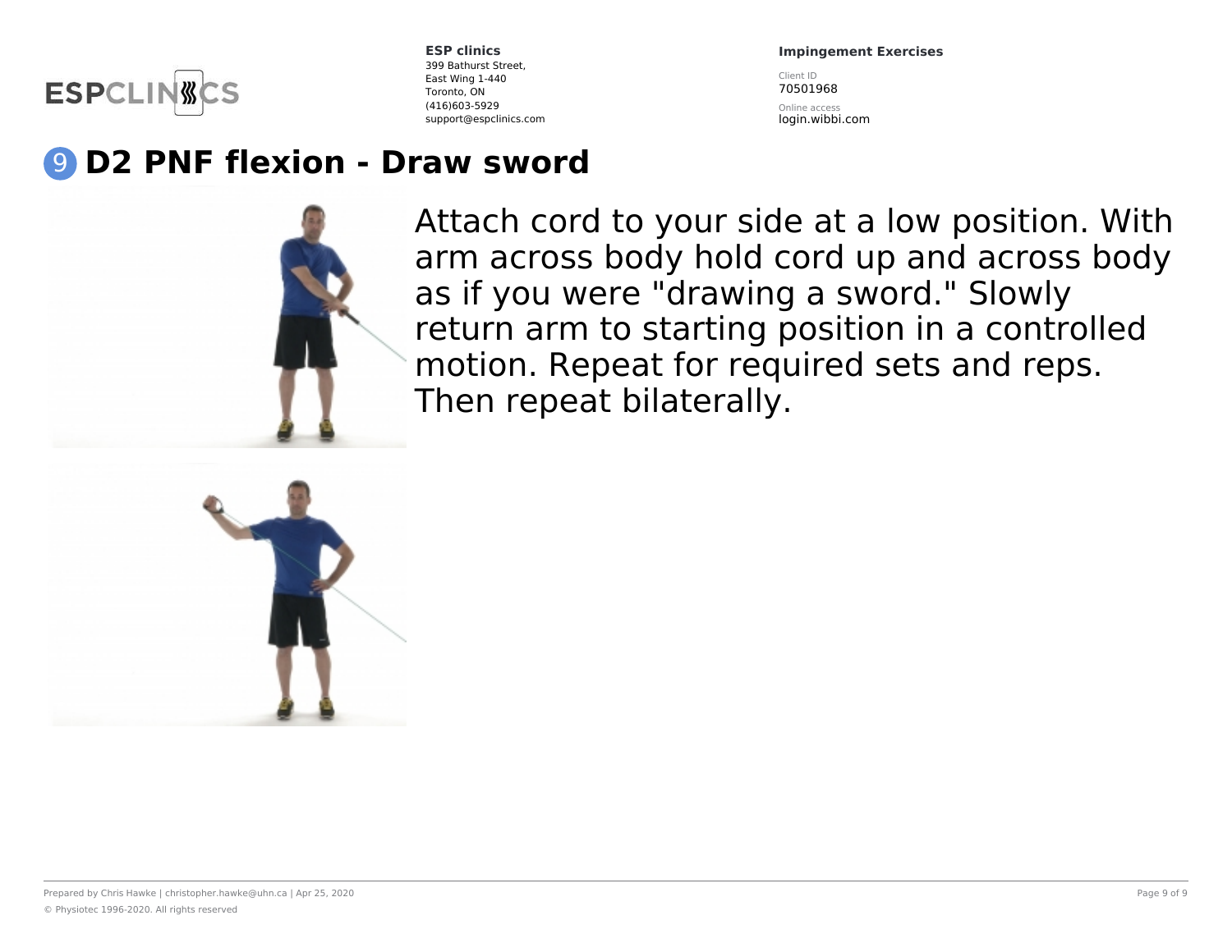# 9 D2 PNF flexion - Draw sword

Attach cord to your side at a low position. With arm across body hold cord up and across body as if you were "drawing a sword." Slowly return arm to starting position in a controlled motion. Repeat for required sets and reps. Then repeat bilaterally.